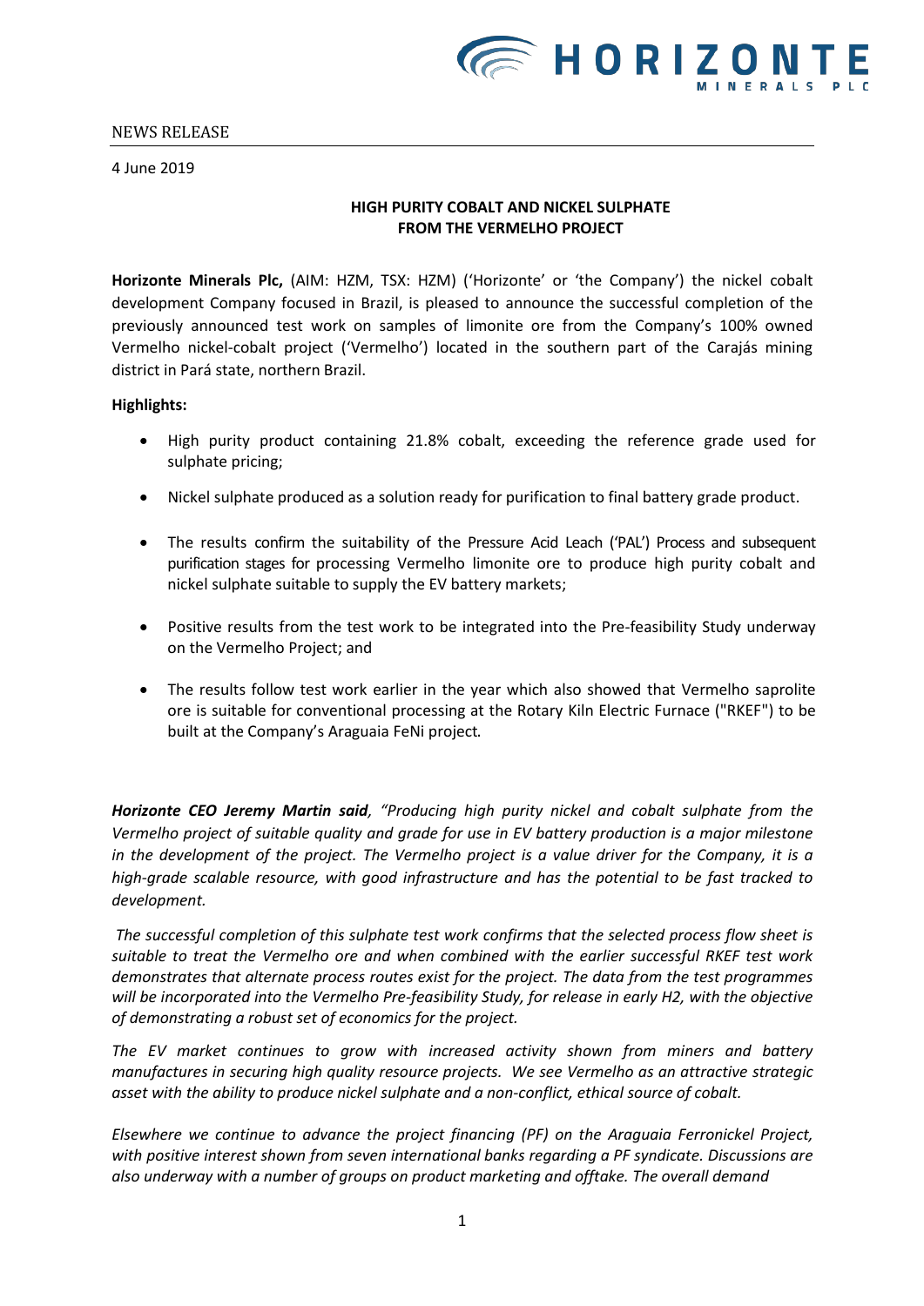NEWS RELEASE

4 June 2019

# HIGH PURITY COBALT AND NICKEL SULPHATE FROM THE VERMELHO PROJECT

**Horizonte Minerals Plc,** (AIM: HZM, TSX: HZM) ('Horizonte' or 'the Company') the nickel cobalt development Company focused in Brazil, is pleased to announce the successful completion of the previously announced test work on samples of limonite ore from the Company's 100% owned Vermelho nickel-cobalt project ('Vermelho') located in the southern part of the Carajás mining district in Pará state, northern Brazil.

**Highlights:**

- High purity product containing 21.8% cobalt, exceeding the reference grade used for sulphate pricing;
- Nickel sulphate produced as a solution ready for purification to final battery grade product.
- The results confirm the suitability of the Pressure Acid Leach ('PAL') Process and subsequent purification stages for processing Vermelho limonite ore to produce high purity cobalt and nickel sulphate suitable to supply the EV battery markets;
- Positive results from the test work to be integrated into the Pre-feasibility Study underway on the Vermelho Project; and
- The results follow test work earlier in the year which also showed that Vermelho saprolite ore is suitable for conventional processing at the Rotary Kiln Electric Furnace ("RKEF") to be built at the Company's Araguaia FeNi project.

***Horizonte CEO Jeremy Martin said****, "Producing high purity nickel and cobalt sulphate from the Vermelho project of suitable quality and grade for use in EV battery production is a major milestone in the development of the project. The Vermelho project is a value driver for the Company, it is a high-grade scalable resource, with good infrastructure and has the potential to be fast tracked to development.*

*The successful completion of this sulphate test work confirms that the selected process flow sheet is suitable to treat the Vermelho ore and when combined with the earlier successful RKEF test work demonstrates that alternate process routes exist for the project. The data from the test programmes will be incorporated into the Vermelho Pre-feasibility Study, for release in early H2, with the objective of demonstrating a robust set of economics for the project.*

*The EV market continues to grow with increased activity shown from miners and battery manufactures in securing high quality resource projects. We see Vermelho as an attractive strategic asset with the ability to produce nickel sulphate and a non-conflict, ethical source of cobalt.*

*Elsewhere we continue to advance the project financing (PF) on the Araguaia Ferronickel Project, with positive interest shown from seven international banks regarding a PF syndicate. Discussions are also underway with a number of groups on product marketing and offtake. The overall demand*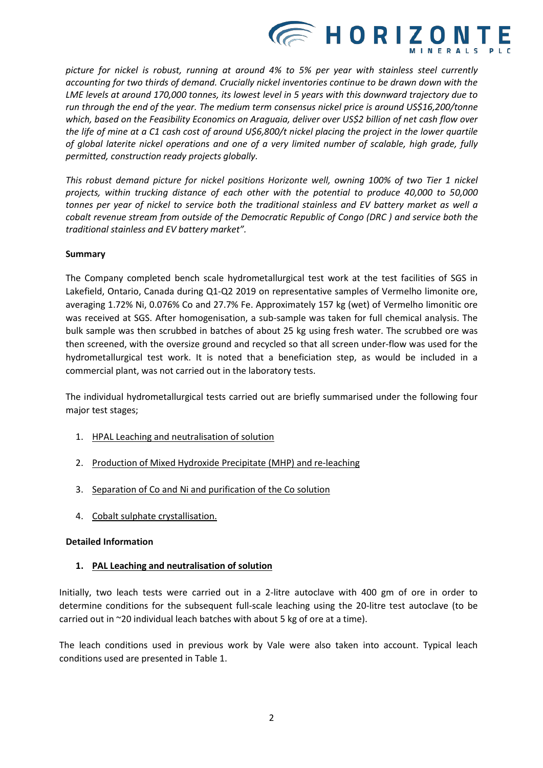*picture for nickel is robust, running at around 4% to 5% per year with stainless steel currently accounting for two thirds of demand. Crucially nickel inventories continue to be drawn down with the LME levels at around 170,000 tonnes, its lowest level in 5 years with this downward trajectory due to run through the end of the year. The medium term consensus nickel price is around US$16,200/tonne which, based on the Feasibility Economics on Araguaia, deliver over US$2 billion of net cash flow over the life of mine at a C1 cash cost of around U$6,800/t nickel placing the project in the lower quartile of global laterite nickel operations and one of a very limited number of scalable, high grade, fully permitted, construction ready projects globally.*

*This robust demand picture for nickel positions Horizonte well, owning 100% of two Tier 1 nickel projects, within trucking distance of each other with the potential to produce 40,000 to 50,000 tonnes per year of nickel to service both the traditional stainless and EV battery market as well a cobalt revenue stream from outside of the Democratic Republic of Congo (DRC ) and service both the traditional stainless and EV battery market".*

**Summary**

The Company completed bench scale hydrometallurgical test work at the test facilities of SGS in Lakefield, Ontario, Canada during Q1-Q2 2019 on representative samples of Vermelho limonite ore, averaging 1.72% Ni, 0.076% Co and 27.7% Fe. Approximately 157 kg (wet) of Vermelho limonitic ore was received at SGS. After homogenisation, a sub-sample was taken for full chemical analysis. The bulk sample was then scrubbed in batches of about 25 kg using fresh water. The scrubbed ore was then screened, with the oversize ground and recycled so that all screen under-flow was used for the hydrometallurgical test work. It is noted that a beneficiation step, as would be included in a commercial plant, was not carried out in the laboratory tests.

The individual hydrometallurgical tests carried out are briefly summarised under the following four major test stages;

1. HPAL Leaching and neutralisation of solution
2. Production of Mixed Hydroxide Precipitate (MHP) and re-leaching
3. Separation of Co and Ni and purification of the Co solution
4. Cobalt sulphate crystallisation.

**Detailed Information**

1. **PAL Leaching and neutralisation of solution**

Initially, two leach tests were carried out in a 2-litre autoclave with 400 gm of ore in order to determine conditions for the subsequent full-scale leaching using the 20-litre test autoclave (to be carried out in ~20 individual leach batches with about 5 kg of ore at a time).

The leach conditions used in previous work by Vale were also taken into account. Typical leach conditions used are presented in Table 1.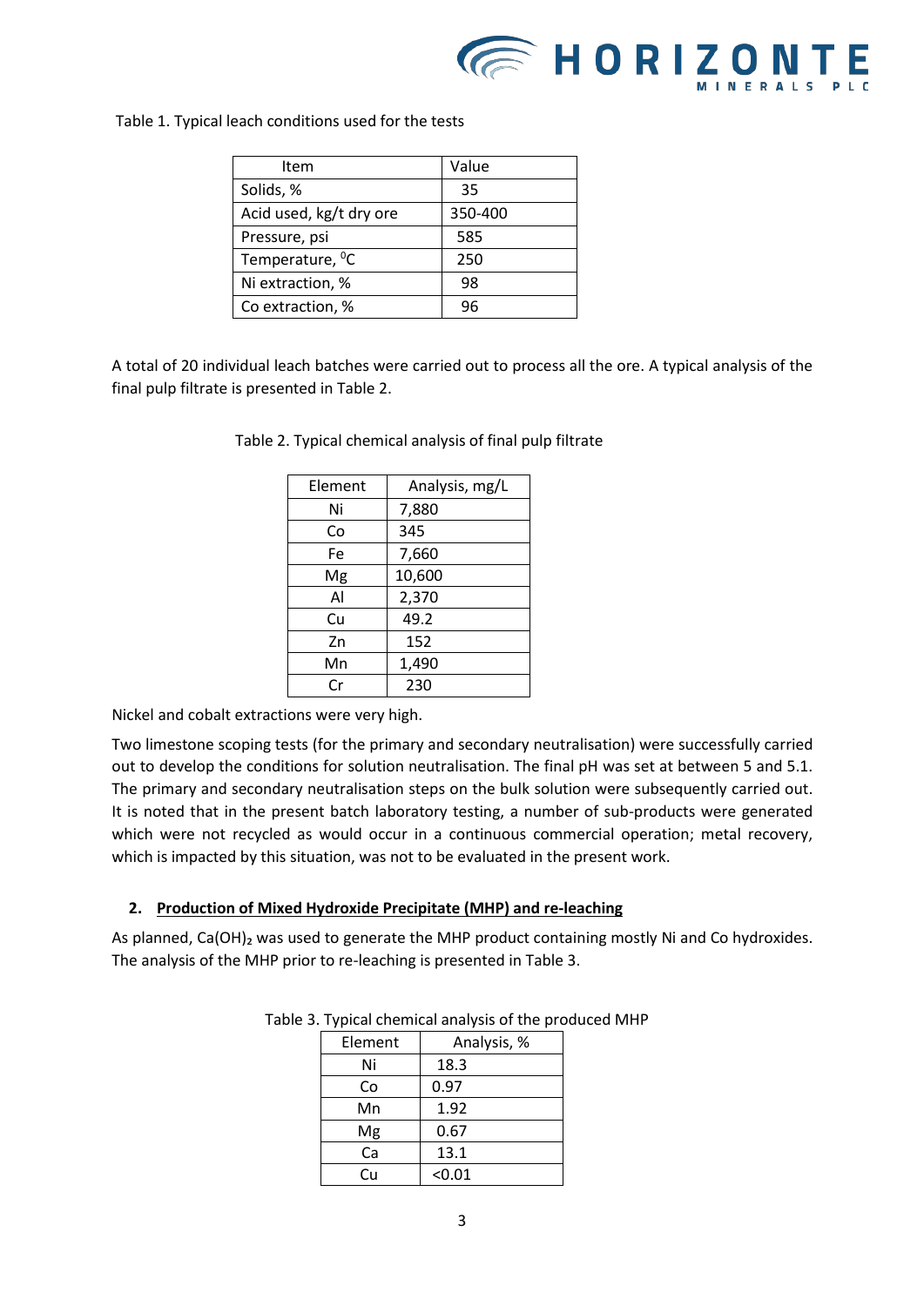Table 1. Typical leach conditions used for the tests

| Item | Value |
| --- | --- |
| Solids, % | 35 |
| Acid used, kg/t dry ore | 350-400 |
| Pressure, psi | 585 |
| Temperature, $^0$C | 250 |
| Ni extraction, % | 98 |
| Co extraction, % | 96 |

A total of 20 individual leach batches were carried out to process all the ore. A typical analysis of the final pulp filtrate is presented in Table 2.

Table 2. Typical chemical analysis of final pulp filtrate

| Element | Analysis, mg/L |
| --- | --- |
| Ni | 7,880 |
| Co | 345 |
| Fe | 7,660 |
| Mg | 10,600 |
| Al | 2,370 |
| Cu | 49.2 |
| Zn | 152 |
| Mn | 1,490 |
| Cr | 230 |

Nickel and cobalt extractions were very high.

Two limestone scoping tests (for the primary and secondary neutralisation) were successfully carried out to develop the conditions for solution neutralisation. The final pH was set at between 5 and 5.1. The primary and secondary neutralisation steps on the bulk solution were subsequently carried out. It is noted that in the present batch laboratory testing, a number of sub-products were generated which were not recycled as would occur in a continuous commercial operation; metal recovery, which is impacted by this situation, was not to be evaluated in the present work.

## 2. Production of Mixed Hydroxide Precipitate (MHP) and re-leaching

As planned, $Ca(OH)_2$ was used to generate the MHP product containing mostly Ni and Co hydroxides. The analysis of the MHP prior to re-leaching is presented in Table 3.

Table 3. Typical chemical analysis of the produced MHP

| Element | Analysis, % |
| --- | --- |
| Ni | 18.3 |
| Co | 0.97 |
| Mn | 1.92 |
| Mg | 0.67 |
| Ca | 13.1 |
| Cu | <0.01 |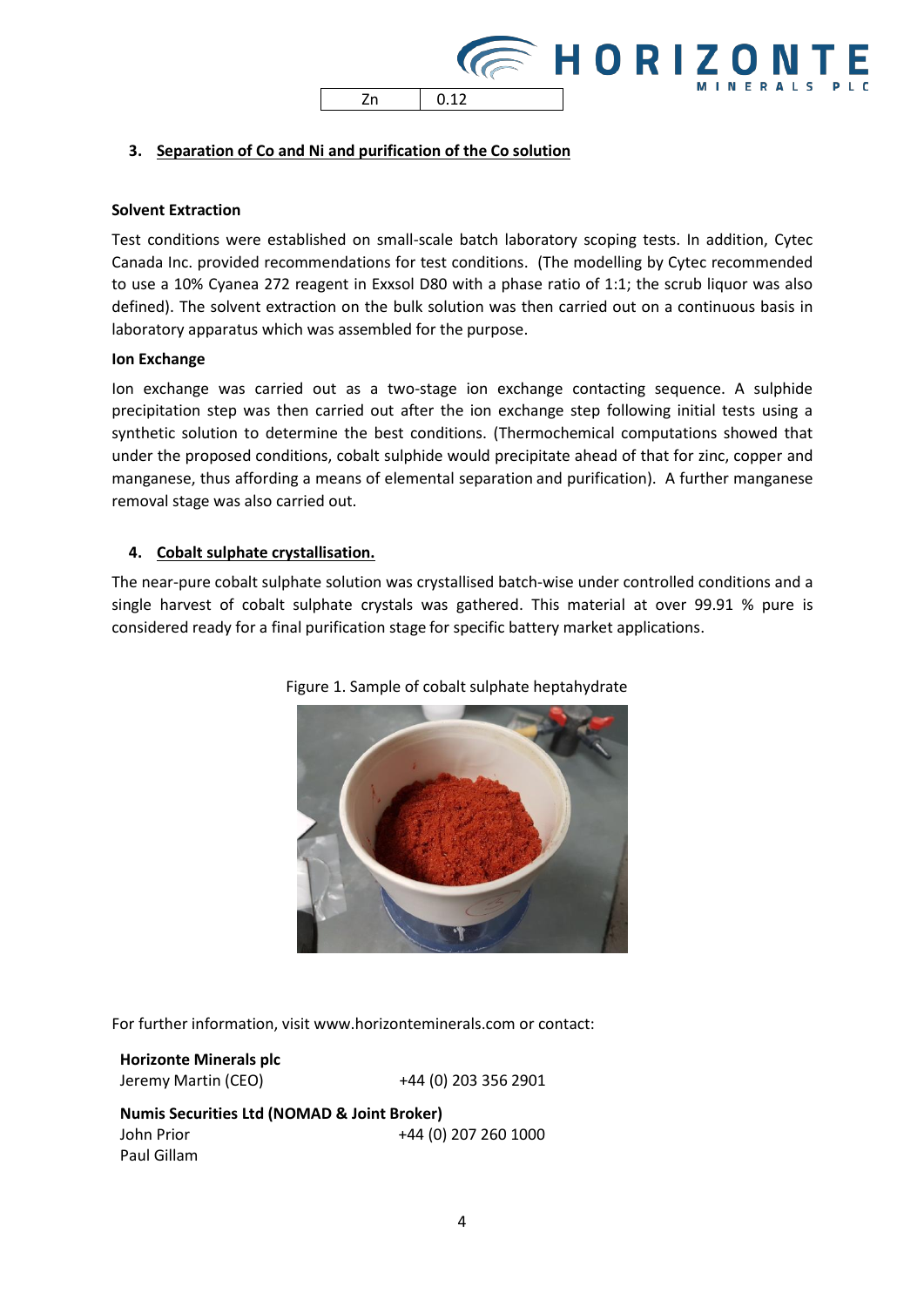| Zn | 0.12 |
|---|---|

### 3. Separation of Co and Ni and purification of the Co solution

**Solvent Extraction**

Test conditions were established on small-scale batch laboratory scoping tests. In addition, Cytec Canada Inc. provided recommendations for test conditions. (The modelling by Cytec recommended to use a 10% Cyanea 272 reagent in Exxsol D80 with a phase ratio of 1:1; the scrub liquor was also defined). The solvent extraction on the bulk solution was then carried out on a continuous basis in laboratory apparatus which was assembled for the purpose.

**Ion Exchange**

Ion exchange was carried out as a two-stage ion exchange contacting sequence. A sulphide precipitation step was then carried out after the ion exchange step following initial tests using a synthetic solution to determine the best conditions. (Thermochemical computations showed that under the proposed conditions, cobalt sulphide would precipitate ahead of that for zinc, copper and manganese, thus affording a means of elemental separation and purification). A further manganese removal stage was also carried out.

### 4. Cobalt sulphate crystallisation.

The near-pure cobalt sulphate solution was crystallised batch-wise under controlled conditions and a single harvest of cobalt sulphate crystals was gathered. This material at over 99.91 % pure is considered ready for a final purification stage for specific battery market applications.

Figure 1. Sample of cobalt sulphate heptahydrate

For further information, visit www.horizonteminerals.com or contact:

**Horizonte Minerals plc**
Jeremy Martin (CEO) +44 (0) 203 356 2901

**Numis Securities Ltd (NOMAD & Joint Broker)**
John Prior +44 (0) 207 260 1000
Paul Gillam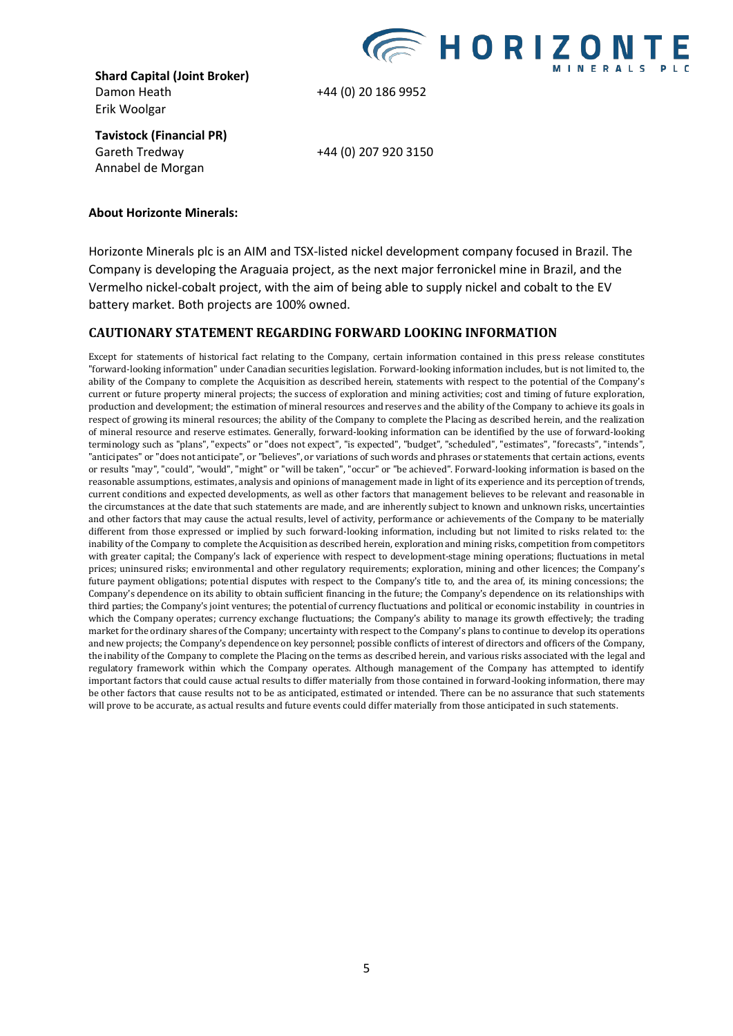**Shard Capital (Joint Broker)**
Damon Heath +44 (0) 20 186 9952
Erik Woolgar

**Tavistock (Financial PR)**
Gareth Tredway +44 (0) 207 920 3150
Annabel de Morgan

**About Horizonte Minerals:**

Horizonte Minerals plc is an AIM and TSX-listed nickel development company focused in Brazil. The Company is developing the Araguaia project, as the next major ferronickel mine in Brazil, and the Vermelho nickel-cobalt project, with the aim of being able to supply nickel and cobalt to the EV battery market. Both projects are 100% owned.

## CAUTIONARY STATEMENT REGARDING FORWARD LOOKING INFORMATION

Except for statements of historical fact relating to the Company, certain information contained in this press release constitutes "forward-looking information" under Canadian securities legislation. Forward-looking information includes, but is not limited to, the ability of the Company to complete the Acquisition as described herein, statements with respect to the potential of the Company's current or future property mineral projects; the success of exploration and mining activities; cost and timing of future exploration, production and development; the estimation of mineral resources and reserves and the ability of the Company to achieve its goals in respect of growing its mineral resources; the ability of the Company to complete the Placing as described herein, and the realization of mineral resource and reserve estimates. Generally, forward-looking information can be identified by the use of forward-looking terminology such as "plans", "expects" or "does not expect", "is expected", "budget", "scheduled", "estimates", "forecasts", "intends", "anticipates" or "does not anticipate", or "believes", or variations of such words and phrases or statements that certain actions, events or results "may", "could", "would", "might" or "will be taken", "occur" or "be achieved". Forward-looking information is based on the reasonable assumptions, estimates, analysis and opinions of management made in light of its experience and its perception of trends, current conditions and expected developments, as well as other factors that management believes to be relevant and reasonable in the circumstances at the date that such statements are made, and are inherently subject to known and unknown risks, uncertainties and other factors that may cause the actual results, level of activity, performance or achievements of the Company to be materially different from those expressed or implied by such forward-looking information, including but not limited to risks related to: the inability of the Company to complete the Acquisition as described herein, exploration and mining risks, competition from competitors with greater capital; the Company's lack of experience with respect to development-stage mining operations; fluctuations in metal prices; uninsured risks; environmental and other regulatory requirements; exploration, mining and other licences; the Company's future payment obligations; potential disputes with respect to the Company's title to, and the area of, its mining concessions; the Company's dependence on its ability to obtain sufficient financing in the future; the Company's dependence on its relationships with third parties; the Company's joint ventures; the potential of currency fluctuations and political or economic instability in countries in which the Company operates; currency exchange fluctuations; the Company's ability to manage its growth effectively; the trading market for the ordinary shares of the Company; uncertainty with respect to the Company's plans to continue to develop its operations and new projects; the Company's dependence on key personnel; possible conflicts of interest of directors and officers of the Company, the inability of the Company to complete the Placing on the terms as described herein, and various risks associated with the legal and regulatory framework within which the Company operates. Although management of the Company has attempted to identify important factors that could cause actual results to differ materially from those contained in forward-looking information, there may be other factors that cause results not to be as anticipated, estimated or intended. There can be no assurance that such statements will prove to be accurate, as actual results and future events could differ materially from those anticipated in such statements.